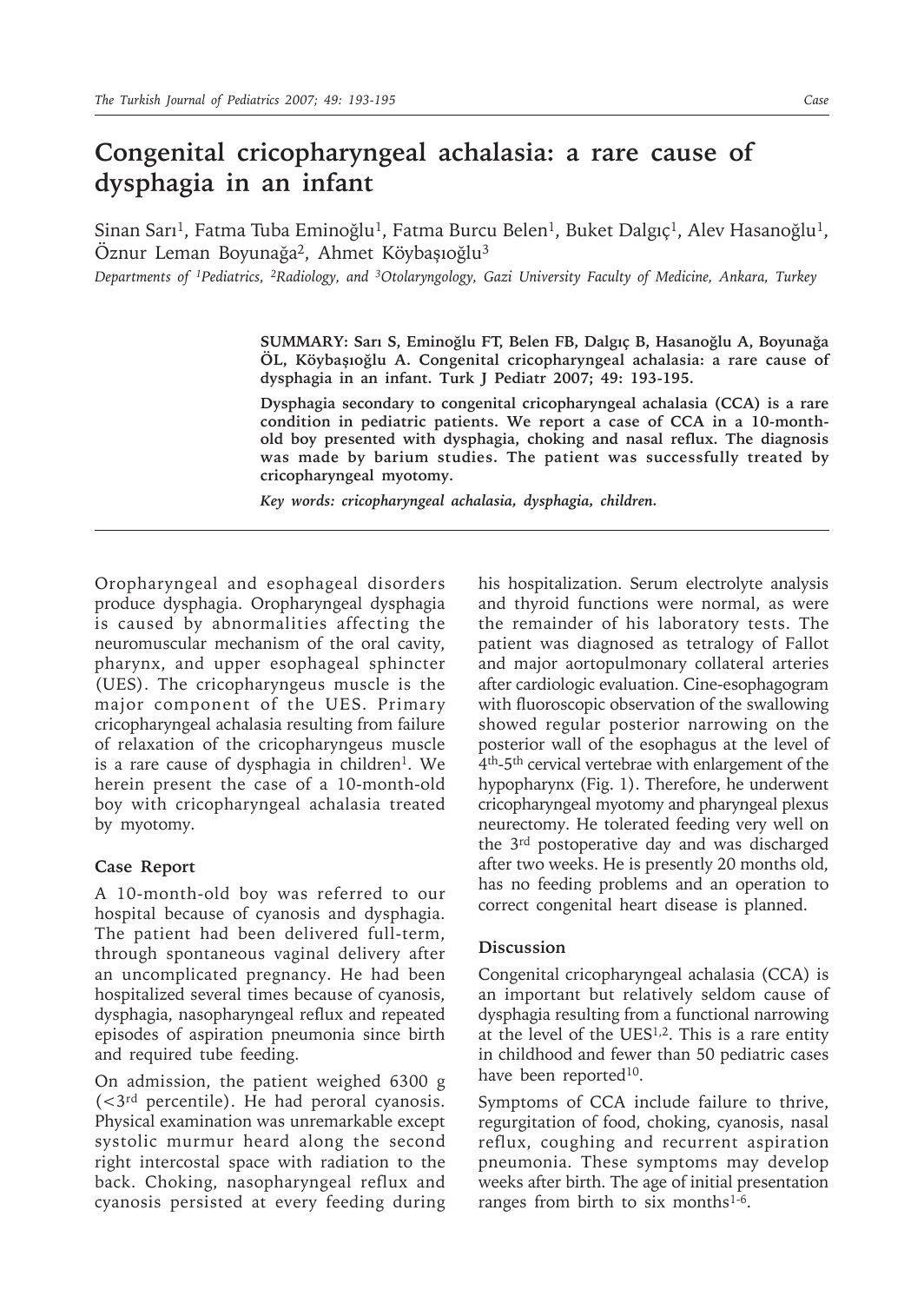# Congenital cricopharyngeal achalasia: a rare cause of dysphagia in an infant

Sinan Sarı[1], Fatma Tuba Eminoğlu[1], Fatma Burcu Belen[1], Buket Dalgıç[1], Alev Hasanoğlu[1], Öznur Leman Boyunağa[2], Ahmet Köybaşıoğlu[3]

*Departments of [1]Pediatrics, [2]Radiology, and [3]Otolaryngology, Gazi University Faculty of Medicine, Ankara, Turkey*

**SUMMARY: Sarı S, Eminoğlu FT, Belen FB, Dalgıç B, Hasanoğlu A, Boyunağa ÖL, Köybaşıoğlu A. Congenital cricopharyngeal achalasia: a rare cause of dysphagia in an infant. Turk J Pediatr 2007; 49: 193-195.**

**Dysphagia secondary to congenital cricopharyngeal achalasia (CCA) is a rare condition in pediatric patients. We report a case of CCA in a 10-month-old boy presented with dysphagia, choking and nasal reflux. The diagnosis was made by barium studies. The patient was successfully treated by cricopharyngeal myotomy.**

*Key words: cricopharyngeal achalasia, dysphagia, children.*

Oropharyngeal and esophageal disorders produce dysphagia. Oropharyngeal dysphagia is caused by abnormalities affecting the neuromuscular mechanism of the oral cavity, pharynx, and upper esophageal sphincter (UES). The cricopharyngeus muscle is the major component of the UES. Primary cricopharyngeal achalasia resulting from failure of relaxation of the cricopharyngeus muscle is a rare cause of dysphagia in children[1]. We herein present the case of a 10-month-old boy with cricopharyngeal achalasia treated by myotomy.

## Case Report

A 10-month-old boy was referred to our hospital because of cyanosis and dysphagia. The patient had been delivered full-term, through spontaneous vaginal delivery after an uncomplicated pregnancy. He had been hospitalized several times because of cyanosis, dysphagia, nasopharyngeal reflux and repeated episodes of aspiration pneumonia since birth and required tube feeding.

On admission, the patient weighed 6300 g (<3rd percentile). He had peroral cyanosis. Physical examination was unremarkable except systolic murmur heard along the second right intercostal space with radiation to the back. Choking, nasopharyngeal reflux and cyanosis persisted at every feeding during his hospitalization. Serum electrolyte analysis and thyroid functions were normal, as were the remainder of his laboratory tests. The patient was diagnosed as tetralogy of Fallot and major aortopulmonary collateral arteries after cardiologic evaluation. Cine-esophagogram with fluoroscopic observation of the swallowing showed regular posterior narrowing on the posterior wall of the esophagus at the level of 4th-5th cervical vertebrae with enlargement of the hypopharynx (Fig. 1). Therefore, he underwent cricopharyngeal myotomy and pharyngeal plexus neurectomy. He tolerated feeding very well on the 3rd postoperative day and was discharged after two weeks. He is presently 20 months old, has no feeding problems and an operation to correct congenital heart disease is planned.

## Discussion

Congenital cricopharyngeal achalasia (CCA) is an important but relatively seldom cause of dysphagia resulting from a functional narrowing at the level of the UES[1,2]. This is a rare entity in childhood and fewer than 50 pediatric cases have been reported[10].

Symptoms of CCA include failure to thrive, regurgitation of food, choking, cyanosis, nasal reflux, coughing and recurrent aspiration pneumonia. These symptoms may develop weeks after birth. The age of initial presentation ranges from birth to six months[1-6].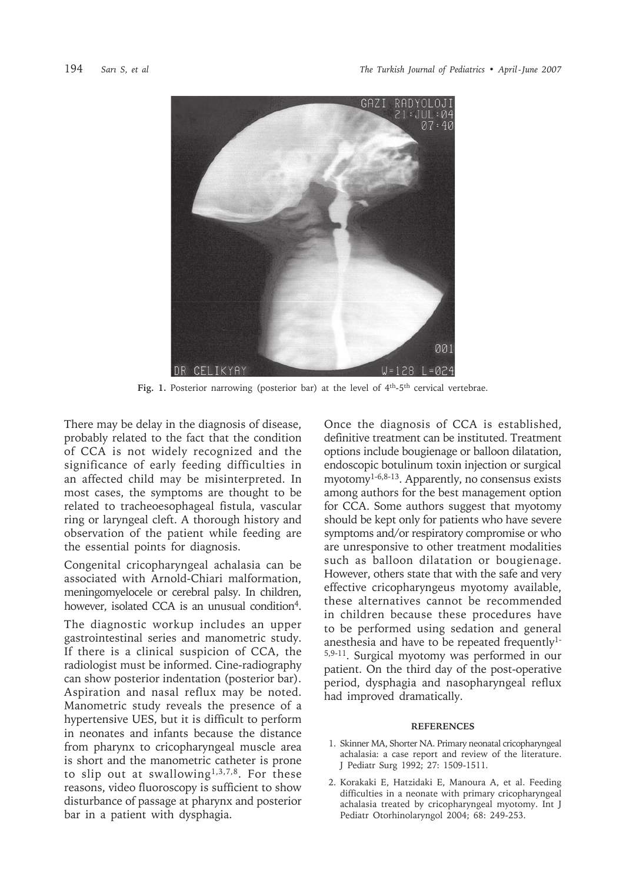Fig. 1. Posterior narrowing (posterior bar) at the level of 4th-5th cervical vertebrae.

There may be delay in the diagnosis of disease, probably related to the fact that the condition of CCA is not widely recognized and the significance of early feeding difficulties in an affected child may be misinterpreted. In most cases, the symptoms are thought to be related to tracheoesophageal fistula, vascular ring or laryngeal cleft. A thorough history and observation of the patient while feeding are the essential points for diagnosis.

Congenital cricopharyngeal achalasia can be associated with Arnold-Chiari malformation, meningomyelocele or cerebral palsy. In children, however, isolated CCA is an unusual condition[4].

The diagnostic workup includes an upper gastrointestinal series and manometric study. If there is a clinical suspicion of CCA, the radiologist must be informed. Cine-radiography can show posterior indentation (posterior bar). Aspiration and nasal reflux may be noted. Manometric study reveals the presence of a hypertensive UES, but it is difficult to perform in neonates and infants because the distance from pharynx to cricopharyngeal muscle area is short and the manometric catheter is prone to slip out at swallowing[1,3,7,8]. For these reasons, video fluoroscopy is sufficient to show disturbance of passage at pharynx and posterior bar in a patient with dysphagia.

Once the diagnosis of CCA is established, definitive treatment can be instituted. Treatment options include bougienage or balloon dilatation, endoscopic botulinum toxin injection or surgical myotomy[1-6,8-13]. Apparently, no consensus exists among authors for the best management option for CCA. Some authors suggest that myotomy should be kept only for patients who have severe symptoms and/or respiratory compromise or who are unresponsive to other treatment modalities such as balloon dilatation or bougienage. However, others state that with the safe and very effective cricopharyngeus myotomy available, these alternatives cannot be recommended in children because these procedures have to be performed using sedation and general anesthesia and have to be repeated frequently[1-5,9-11]. Surgical myotomy was performed in our patient. On the third day of the post-operative period, dysphagia and nasopharyngeal reflux had improved dramatically.

## REFERENCES

1. Skinner MA, Shorter NA. Primary neonatal cricopharyngeal achalasia: a case report and review of the literature. J Pediatr Surg 1992; 27: 1509-1511.
2. Korakaki E, Hatzidaki E, Manoura A, et al. Feeding difficulties in a neonate with primary cricopharyngeal achalasia treated by cricopharyngeal myotomy. Int J Pediatr Otorhinolaryngol 2004; 68: 249-253.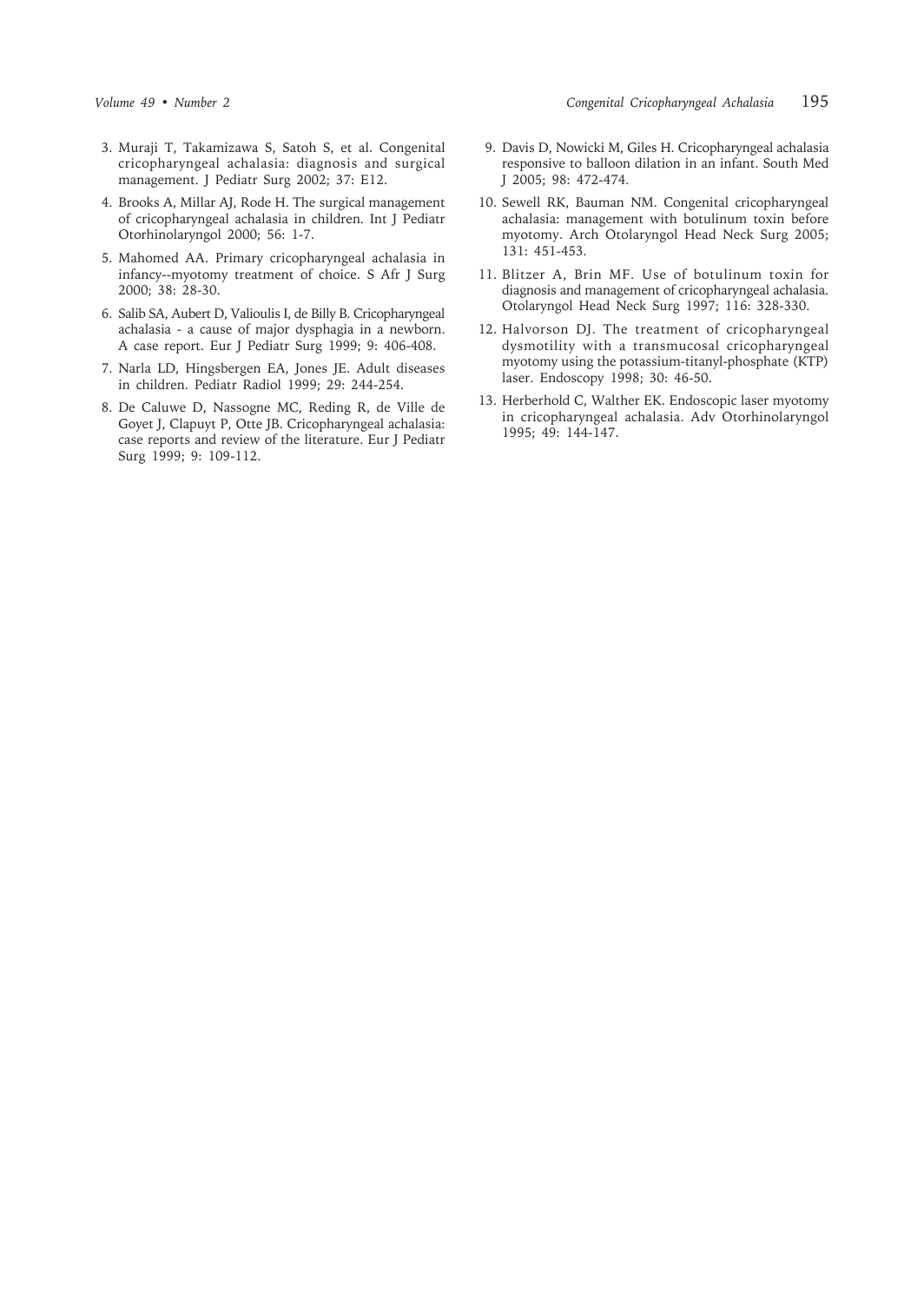3. Muraji T, Takamizawa S, Satoh S, et al. Congenital cricopharyngeal achalasia: diagnosis and surgical management. J Pediatr Surg 2002; 37: E12.
4. Brooks A, Millar AJ, Rode H. The surgical management of cricopharyngeal achalasia in children. Int J Pediatr Otorhinolaryngol 2000; 56: 1-7.
5. Mahomed AA. Primary cricopharyngeal achalasia in infancy--myotomy treatment of choice. S Afr J Surg 2000; 38: 28-30.
6. Salib SA, Aubert D, Valioulis I, de Billy B. Cricopharyngeal achalasia - a cause of major dysphagia in a newborn. A case report. Eur J Pediatr Surg 1999; 9: 406-408.
7. Narla LD, Hingsbergen EA, Jones JE. Adult diseases in children. Pediatr Radiol 1999; 29: 244-254.
8. De Caluwe D, Nassogne MC, Reding R, de Ville de Goyet J, Clapuyt P, Otte JB. Cricopharyngeal achalasia: case reports and review of the literature. Eur J Pediatr Surg 1999; 9: 109-112.
9. Davis D, Nowicki M, Giles H. Cricopharyngeal achalasia responsive to balloon dilation in an infant. South Med J 2005; 98: 472-474.
10. Sewell RK, Bauman NM. Congenital cricopharyngeal achalasia: management with botulinum toxin before myotomy. Arch Otolaryngol Head Neck Surg 2005; 131: 451-453.
11. Blitzer A, Brin MF. Use of botulinum toxin for diagnosis and management of cricopharyngeal achalasia. Otolaryngol Head Neck Surg 1997; 116: 328-330.
12. Halvorson DJ. The treatment of cricopharyngeal dysmotility with a transmucosal cricopharyngeal myotomy using the potassium-titanyl-phosphate (KTP) laser. Endoscopy 1998; 30: 46-50.
13. Herberhold C, Walther EK. Endoscopic laser myotomy in cricopharyngeal achalasia. Adv Otorhinolaryngol 1995; 49: 144-147.